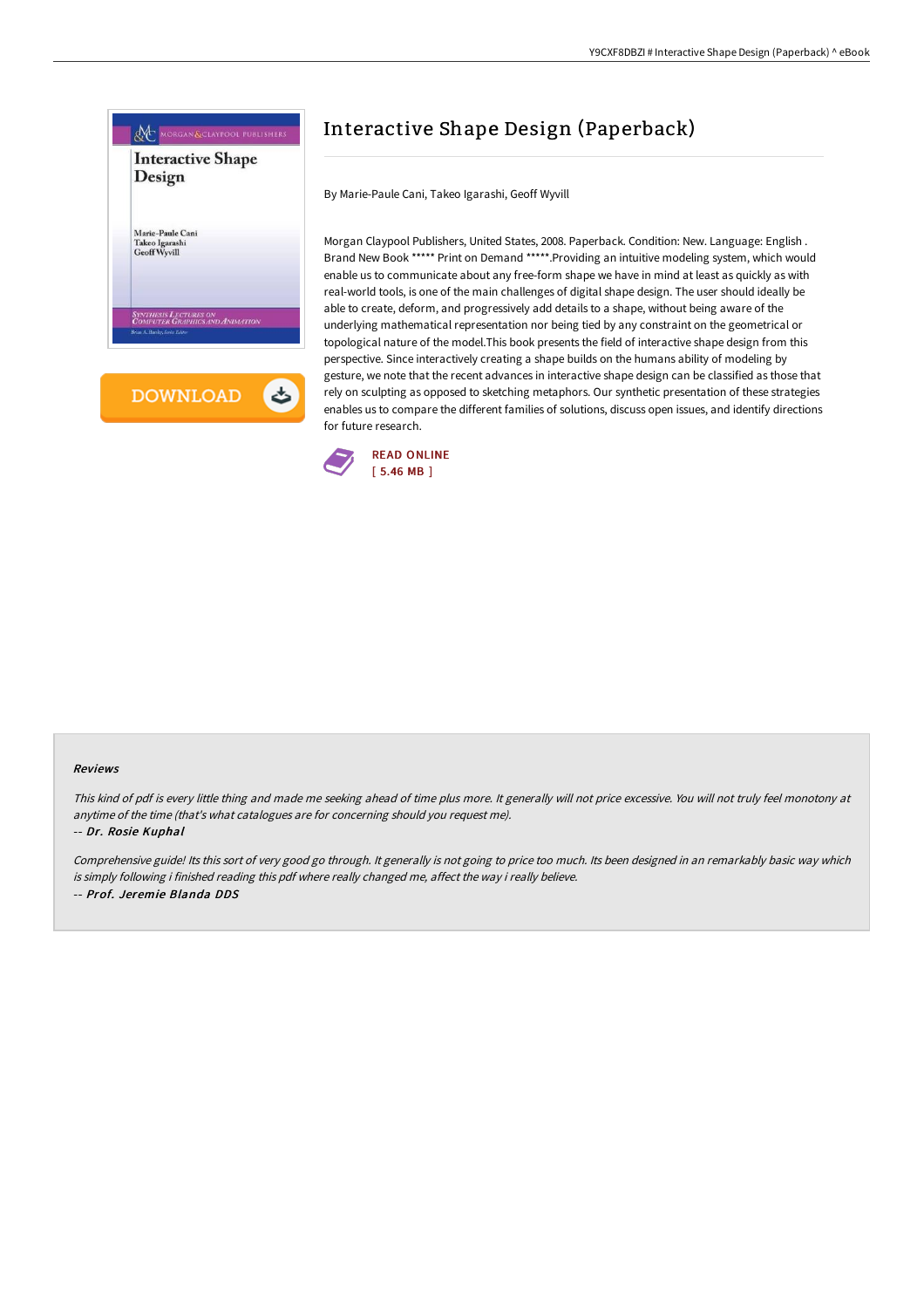# Interactive Shape Design (Paperback)

By Marie-Paule Cani, Takeo Igarashi, Geoff Wyvill

Morgan Claypool Publishers, United States, 2008. Paperback. Condition: New. Language: English . Brand New Book ***** Print on Demand *****.Providing an intuitive modeling system, which would enable us to communicate about any free-form shape we have in mind at least as quickly as with real-world tools, is one of the main challenges of digital shape design. The user should ideally be able to create, deform, and progressively add details to a shape, without being aware of the underlying mathematical representation nor being tied by any constraint on the geometrical or topological nature of the model.This book presents the field of interactive shape design from this perspective. Since interactively creating a shape builds on the humans ability of modeling by gesture, we note that the recent advances in interactive shape design can be classified as those that rely on sculpting as opposed to sketching metaphors. Our synthetic presentation of these strategies enables us to compare the different families of solutions, discuss open issues, and identify directions for future research.

READ ONLINE
[ 5.46 MB ]

### Reviews

*This kind of pdf is every little thing and made me seeking ahead of time plus more. It generally will not price excessive. You will not truly feel monotony at anytime of the time (that's what catalogues are for concerning should you request me).*

***-- Dr. Rosie Kuphal***

*Comprehensive guide! Its this sort of very good go through. It generally is not going to price too much. Its been designed in an remarkably basic way which is simply following i finished reading this pdf where really changed me, affect the way i really believe.*

***-- Prof. Jeremie Blanda DDS***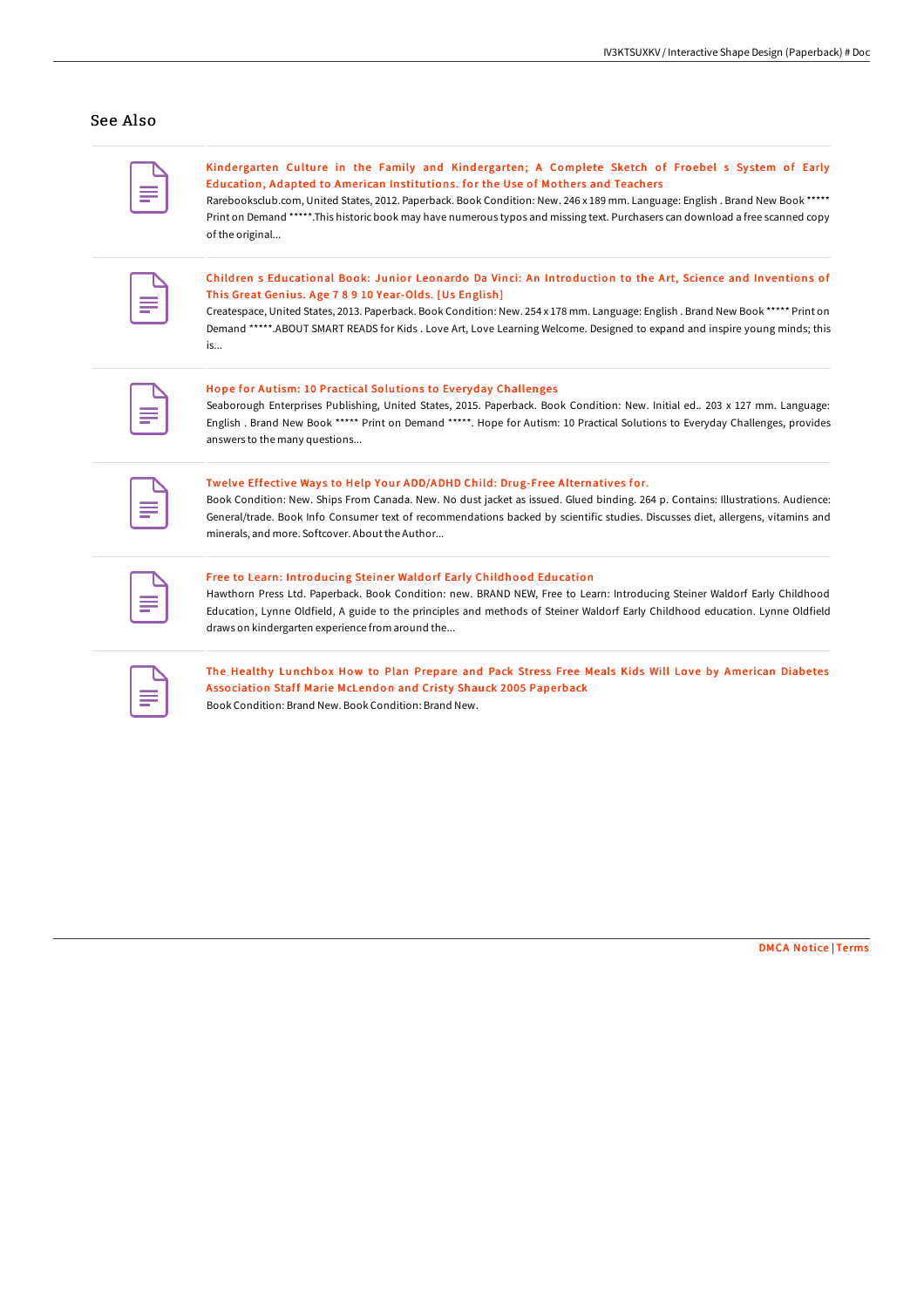## See Also

**Kindergarten Culture in the Family and Kindergarten; A Complete Sketch of Froebel s System of Early Education, Adapted to American Institutions. for the Use of Mothers and Teachers**

Rarebooksclub.com, United States, 2012. Paperback. Book Condition: New. 246 x 189 mm. Language: English . Brand New Book ***** Print on Demand *****.This historic book may have numerous typos and missing text. Purchasers can download a free scanned copy of the original...

**Children s Educational Book: Junior Leonardo Da Vinci: An Introduction to the Art, Science and Inventions of This Great Genius. Age 7 8 9 10 Year-Olds. [Us English]**

Createspace, United States, 2013. Paperback. Book Condition: New. 254 x 178 mm. Language: English . Brand New Book ***** Print on Demand *****.ABOUT SMART READS for Kids . Love Art, Love Learning Welcome. Designed to expand and inspire young minds; this is...

**Hope for Autism: 10 Practical Solutions to Everyday Challenges**

Seaborough Enterprises Publishing, United States, 2015. Paperback. Book Condition: New. Initial ed.. 203 x 127 mm. Language: English . Brand New Book ***** Print on Demand *****. Hope for Autism: 10 Practical Solutions to Everyday Challenges, provides answers to the many questions...

**Twelve Effective Ways to Help Your ADD/ADHD Child: Drug-Free Alternatives for.**

Book Condition: New. Ships From Canada. New. No dust jacket as issued. Glued binding. 264 p. Contains: Illustrations. Audience: General/trade. Book Info Consumer text of recommendations backed by scientific studies. Discusses diet, allergens, vitamins and minerals, and more. Softcover. About the Author...

**Free to Learn: Introducing Steiner Waldorf Early Childhood Education**

Hawthorn Press Ltd. Paperback. Book Condition: new. BRAND NEW, Free to Learn: Introducing Steiner Waldorf Early Childhood Education, Lynne Oldfield, A guide to the principles and methods of Steiner Waldorf Early Childhood education. Lynne Oldfield draws on kindergarten experience from around the...

**The Healthy Lunchbox How to Plan Prepare and Pack Stress Free Meals Kids Will Love by American Diabetes Association Staff Marie McLendon and Cristy Shauck 2005 Paperback**

Book Condition: Brand New. Book Condition: Brand New.

DMCA Notice | Terms